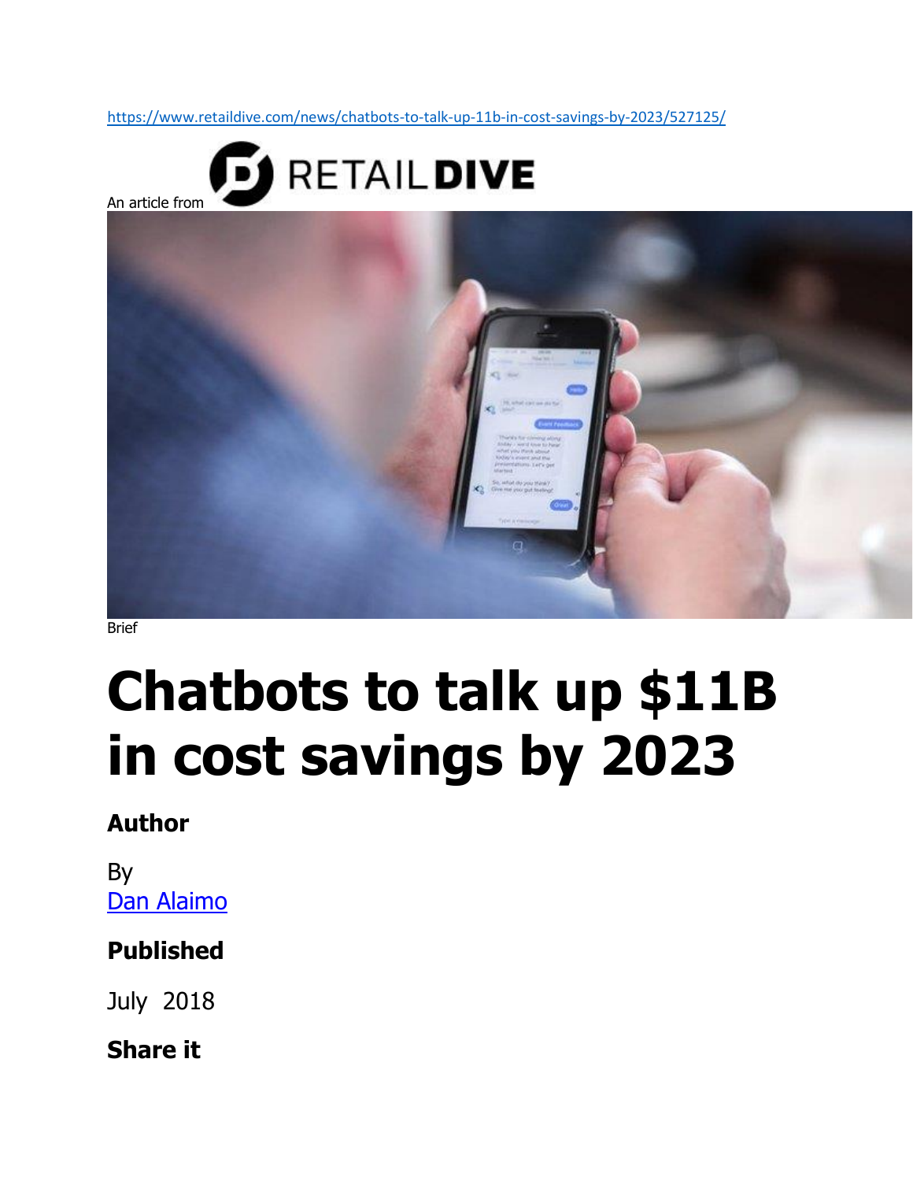https://www.retaildive.com/news/chatbots-to-talk-up-11b-in-cost-savings-by-2023/527125/

An article from RETAILDIVE

Brief

# Chatbots to talk up $11B in cost savings by 2023

### Author

By
Dan Alaimo

### Published

July 2018

### Share it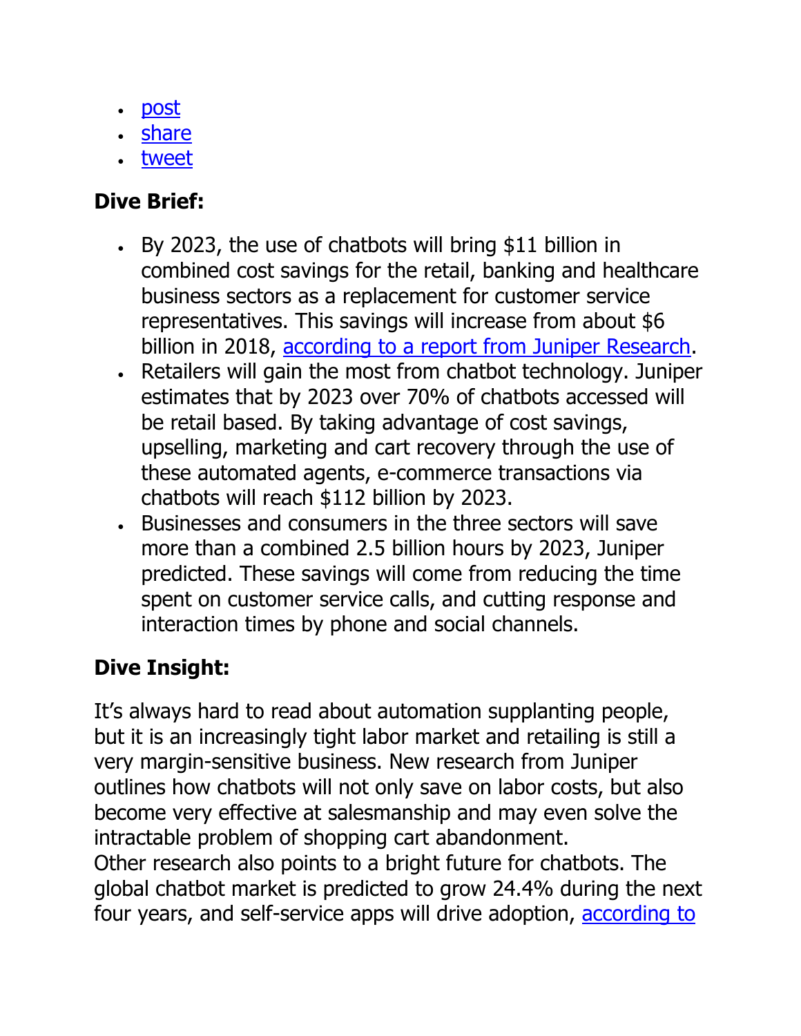- [post]
- [share]
- [tweet]

**Dive Brief:**

- By 2023, the use of chatbots will bring $11 billion in combined cost savings for the retail, banking and healthcare business sectors as a replacement for customer service representatives. This savings will increase from about $6 billion in 2018, according to a report from Juniper Research.
- Retailers will gain the most from chatbot technology. Juniper estimates that by 2023 over 70% of chatbots accessed will be retail based. By taking advantage of cost savings, upselling, marketing and cart recovery through the use of these automated agents, e-commerce transactions via chatbots will reach $112 billion by 2023.
- Businesses and consumers in the three sectors will save more than a combined 2.5 billion hours by 2023, Juniper predicted. These savings will come from reducing the time spent on customer service calls, and cutting response and interaction times by phone and social channels.

**Dive Insight:**

It's always hard to read about automation supplanting people, but it is an increasingly tight labor market and retailing is still a very margin-sensitive business. New research from Juniper outlines how chatbots will not only save on labor costs, but also become very effective at salesmanship and may even solve the intractable problem of shopping cart abandonment.
Other research also points to a bright future for chatbots. The global chatbot market is predicted to grow 24.4% during the next four years, and self-service apps will drive adoption, according to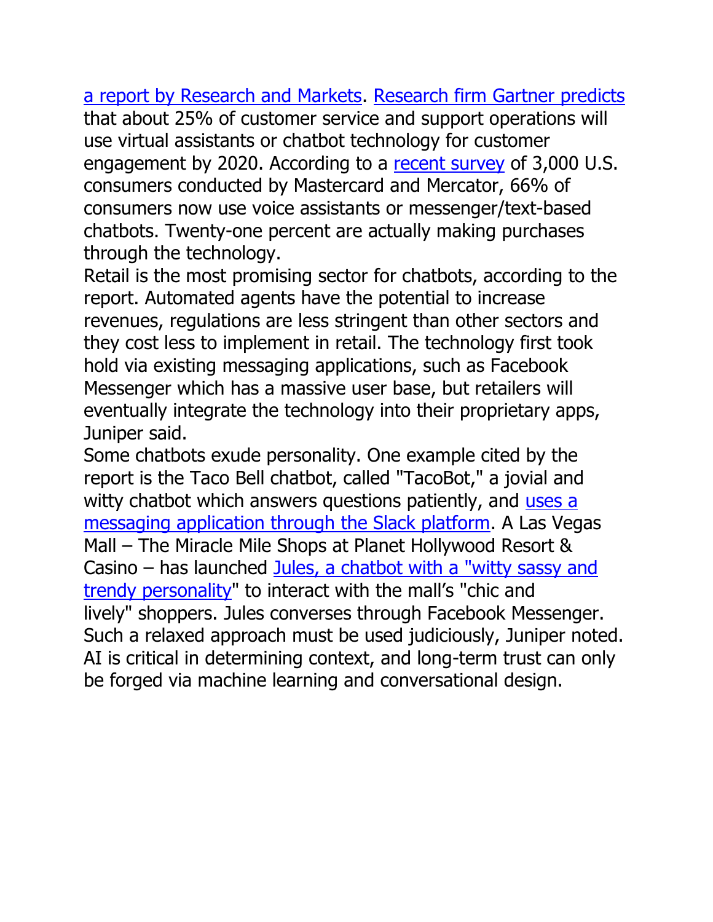a report by Research and Markets. Research firm Gartner predicts that about 25% of customer service and support operations will use virtual assistants or chatbot technology for customer engagement by 2020. According to a recent survey of 3,000 U.S. consumers conducted by Mastercard and Mercator, 66% of consumers now use voice assistants or messenger/text-based chatbots. Twenty-one percent are actually making purchases through the technology.

Retail is the most promising sector for chatbots, according to the report. Automated agents have the potential to increase revenues, regulations are less stringent than other sectors and they cost less to implement in retail. The technology first took hold via existing messaging applications, such as Facebook Messenger which has a massive user base, but retailers will eventually integrate the technology into their proprietary apps, Juniper said.

Some chatbots exude personality. One example cited by the report is the Taco Bell chatbot, called "TacoBot," a jovial and witty chatbot which answers questions patiently, and uses a messaging application through the Slack platform. A Las Vegas Mall – The Miracle Mile Shops at Planet Hollywood Resort & Casino – has launched Jules, a chatbot with a "witty sassy and trendy personality" to interact with the mall's "chic and lively" shoppers. Jules converses through Facebook Messenger. Such a relaxed approach must be used judiciously, Juniper noted. AI is critical in determining context, and long-term trust can only be forged via machine learning and conversational design.